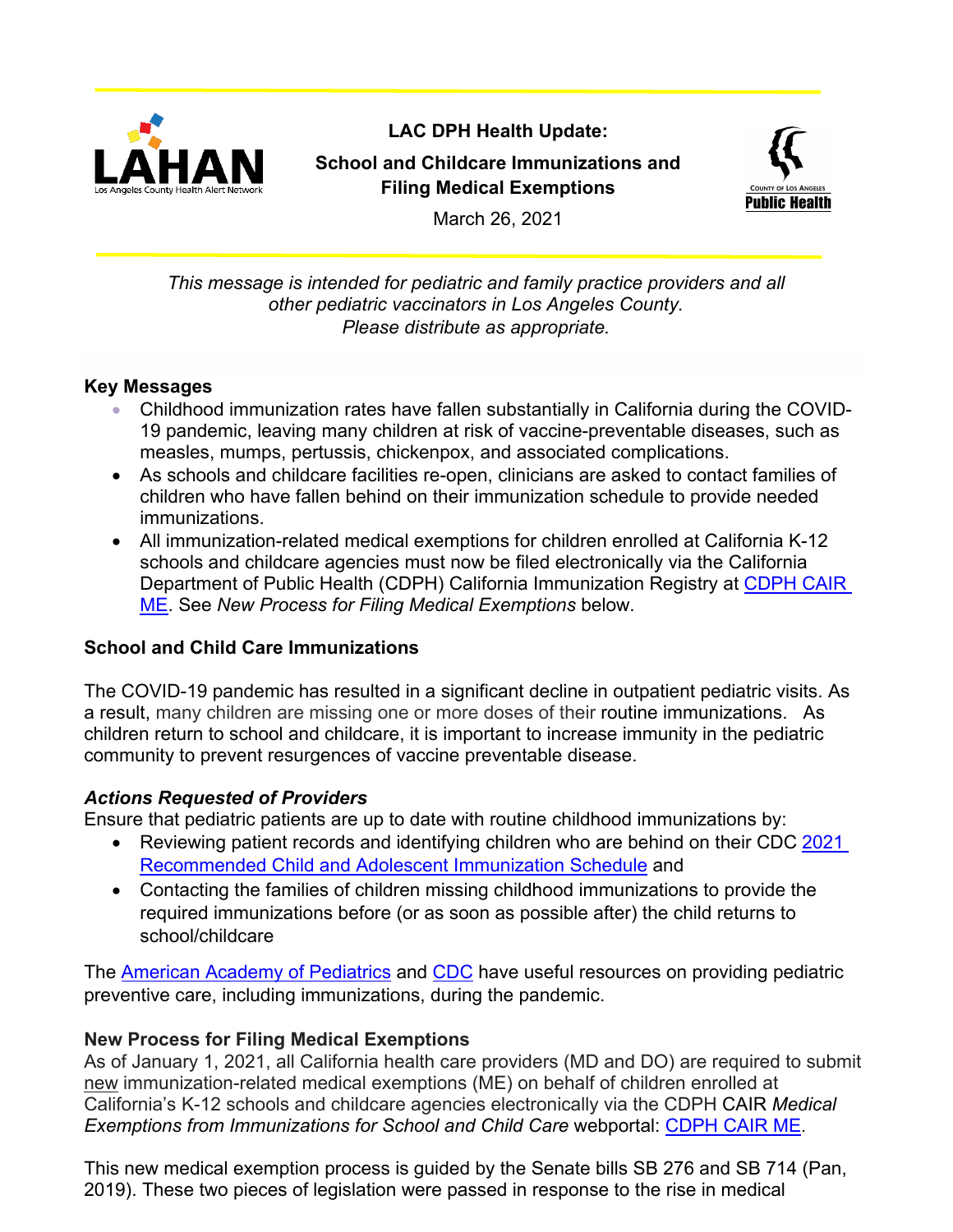# LAC DPH Health Update:

## School and Childcare Immunizations and Filing Medical Exemptions

March 26, 2021

*This message is intended for pediatric and family practice providers and all other pediatric vaccinators in Los Angeles County. Please distribute as appropriate.*

### Key Messages

- Childhood immunization rates have fallen substantially in California during the COVID-19 pandemic, leaving many children at risk of vaccine-preventable diseases, such as measles, mumps, pertussis, chickenpox, and associated complications.
- As schools and childcare facilities re-open, clinicians are asked to contact families of children who have fallen behind on their immunization schedule to provide needed immunizations.
- All immunization-related medical exemptions for children enrolled at California K-12 schools and childcare agencies must now be filed electronically via the California Department of Public Health (CDPH) California Immunization Registry at CDPH CAIR ME. See *New Process for Filing Medical Exemptions* below.

### School and Child Care Immunizations

The COVID-19 pandemic has resulted in a significant decline in outpatient pediatric visits. As a result, many children are missing one or more doses of their routine immunizations. As children return to school and childcare, it is important to increase immunity in the pediatric community to prevent resurgences of vaccine preventable disease.

#### *Actions Requested of Providers*

Ensure that pediatric patients are up to date with routine childhood immunizations by:

- Reviewing patient records and identifying children who are behind on their CDC 2021 Recommended Child and Adolescent Immunization Schedule and
- Contacting the families of children missing childhood immunizations to provide the required immunizations before (or as soon as possible after) the child returns to school/childcare

The American Academy of Pediatrics and CDC have useful resources on providing pediatric preventive care, including immunizations, during the pandemic.

### New Process for Filing Medical Exemptions

As of January 1, 2021, all California health care providers (MD and DO) are required to submit new immunization-related medical exemptions (ME) on behalf of children enrolled at California's K-12 schools and childcare agencies electronically via the CDPH CAIR *Medical Exemptions from Immunizations for School and Child Care* webportal: CDPH CAIR ME.

This new medical exemption process is guided by the Senate bills SB 276 and SB 714 (Pan, 2019). These two pieces of legislation were passed in response to the rise in medical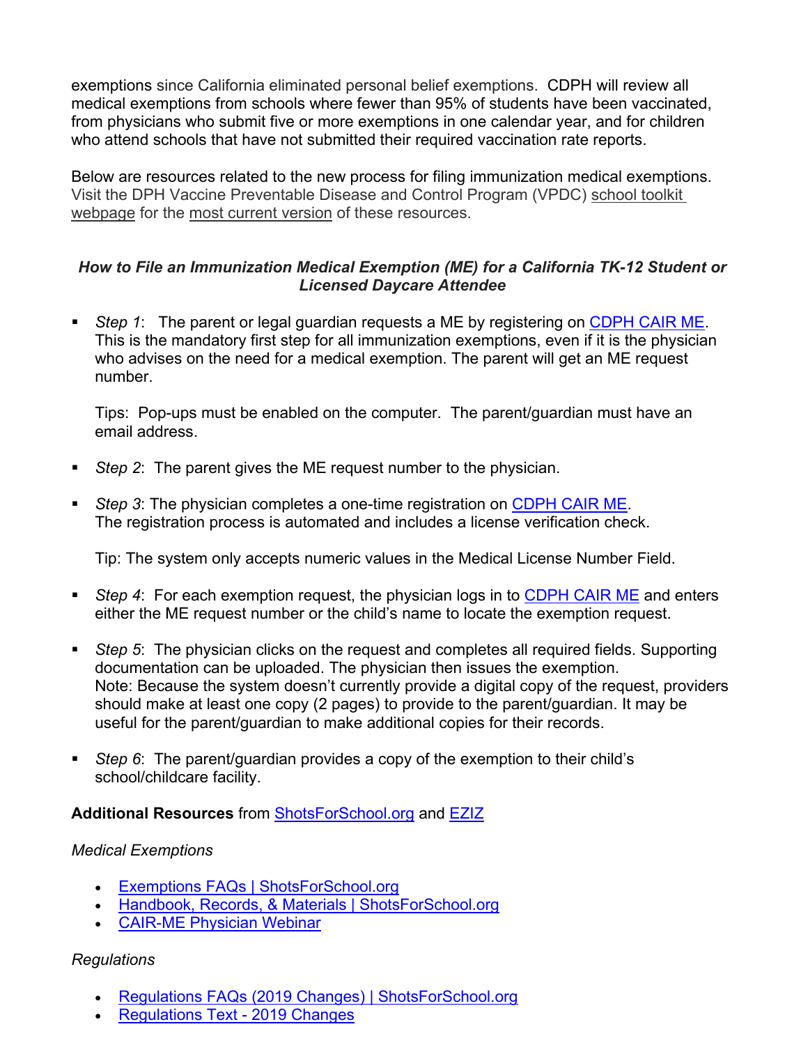exemptions since California eliminated personal belief exemptions. CDPH will review all medical exemptions from schools where fewer than 95% of students have been vaccinated, from physicians who submit five or more exemptions in one calendar year, and for children who attend schools that have not submitted their required vaccination rate reports.

Below are resources related to the new process for filing immunization medical exemptions. Visit the DPH Vaccine Preventable Disease and Control Program (VPDC) school toolkit webpage for the most current version of these resources.

***How to File an Immunization Medical Exemption (ME) for a California TK-12 Student or Licensed Daycare Attendee***

- *Step 1*: The parent or legal guardian requests a ME by registering on CDPH CAIR ME. This is the mandatory first step for all immunization exemptions, even if it is the physician who advises on the need for a medical exemption. The parent will get an ME request number.

  Tips: Pop-ups must be enabled on the computer. The parent/guardian must have an email address.

- *Step 2*: The parent gives the ME request number to the physician.

- *Step 3*: The physician completes a one-time registration on CDPH CAIR ME. The registration process is automated and includes a license verification check.

  Tip: The system only accepts numeric values in the Medical License Number Field.

- *Step 4*: For each exemption request, the physician logs in to CDPH CAIR ME and enters either the ME request number or the child's name to locate the exemption request.

- *Step 5*: The physician clicks on the request and completes all required fields. Supporting documentation can be uploaded. The physician then issues the exemption.
  Note: Because the system doesn't currently provide a digital copy of the request, providers should make at least one copy (2 pages) to provide to the parent/guardian. It may be useful for the parent/guardian to make additional copies for their records.

- *Step 6*: The parent/guardian provides a copy of the exemption to their child's school/childcare facility.

**Additional Resources** from ShotsForSchool.org and EZIZ

*Medical Exemptions*

- Exemptions FAQs | ShotsForSchool.org
- Handbook, Records, & Materials | ShotsForSchool.org
- CAIR-ME Physician Webinar

*Regulations*

- Regulations FAQs (2019 Changes) | ShotsForSchool.org
- Regulations Text - 2019 Changes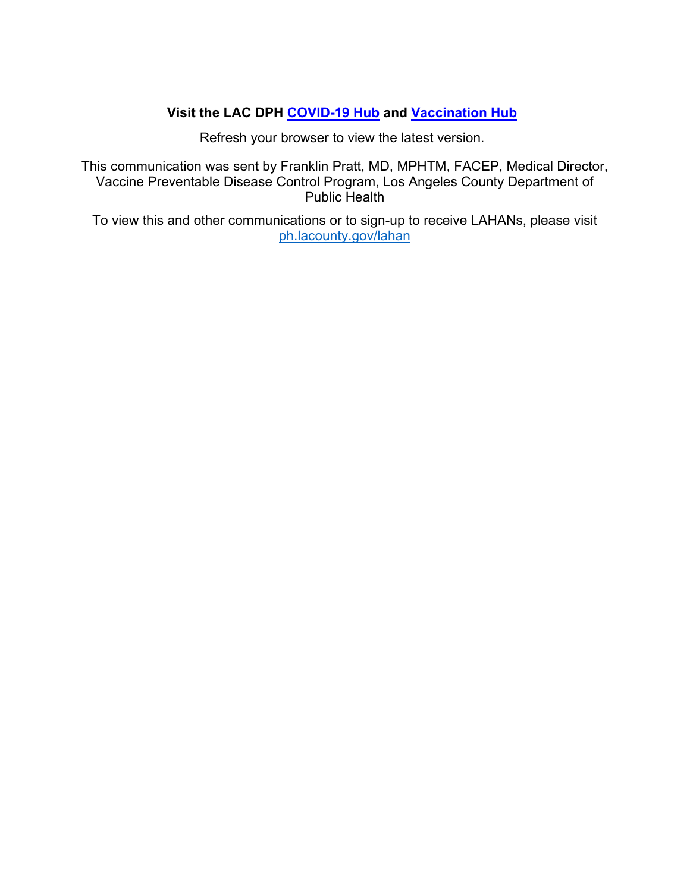**Visit the LAC DPH COVID-19 Hub and Vaccination Hub**

Refresh your browser to view the latest version.

This communication was sent by Franklin Pratt, MD, MPHTM, FACEP, Medical Director, Vaccine Preventable Disease Control Program, Los Angeles County Department of Public Health

To view this and other communications or to sign-up to receive LAHANs, please visit ph.lacounty.gov/lahan